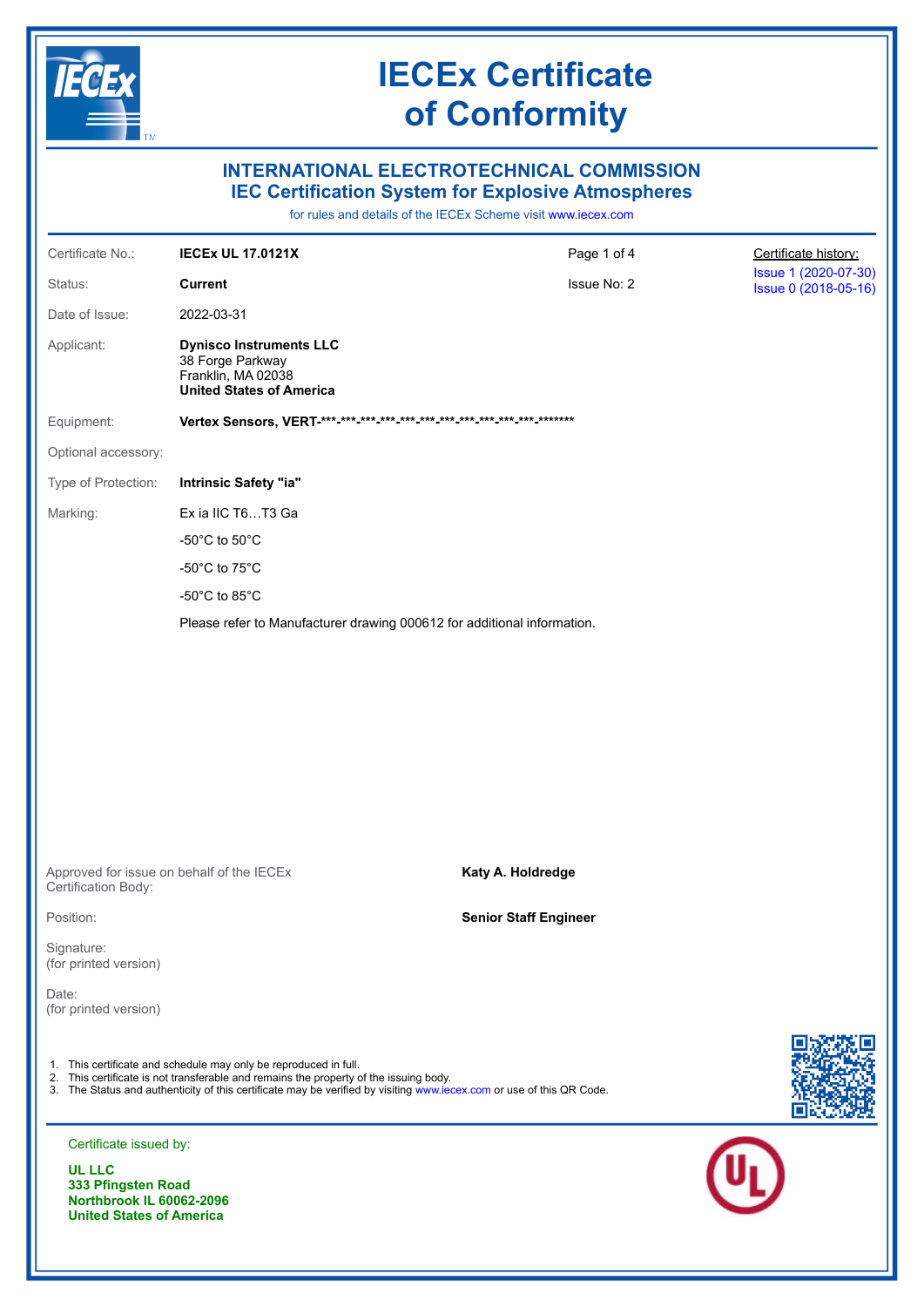# IECEx Certificate of Conformity

## INTERNATIONAL ELECTROTECHNICAL COMMISSION
## IEC Certification System for Explosive Atmospheres

for rules and details of the IECEx Scheme visit www.iecex.com

| | | | |
|---|---|---|---|
| Certificate No.: | **IECEx UL 17.0121X** | | Certificate history: |
| Status: | **Current** | Issue No: 2 | Issue 1 (2020-07-30)<br>Issue 0 (2018-05-16) |
| Date of Issue: | 2022-03-31 | | |
| Applicant: | **Dynisco Instruments LLC**<br>38 Forge Parkway<br>Franklin, MA 02038<br>**United States of America** | | |
| Equipment: | **Vertex Sensors, VERT-***-***-***-***-***-***-***-***-***-***-***-***-******* ** | | |
| Optional accessory: | | | |
| Type of Protection: | **Intrinsic Safety "ia"** | | |
| Marking: | Ex ia IIC T6…T3 Ga<br>-50°C to 50°C<br>-50°C to 75°C<br>-50°C to 85°C<br>Please refer to Manufacturer drawing 000612 for additional information. | | |

Approved for issue on behalf of the IECEx Certification Body: **Katy A. Holdredge**

Position: **Senior Staff Engineer**

Signature:
(for printed version)

Date:
(for printed version)

1. This certificate and schedule may only be reproduced in full.
2. This certificate is not transferable and remains the property of the issuing body.
3. The Status and authenticity of this certificate may be verified by visiting www.iecex.com or use of this QR Code.

Certificate issued by:

**UL LLC**
**333 Pfingsten Road**
**Northbrook IL 60062-2096**
**United States of America**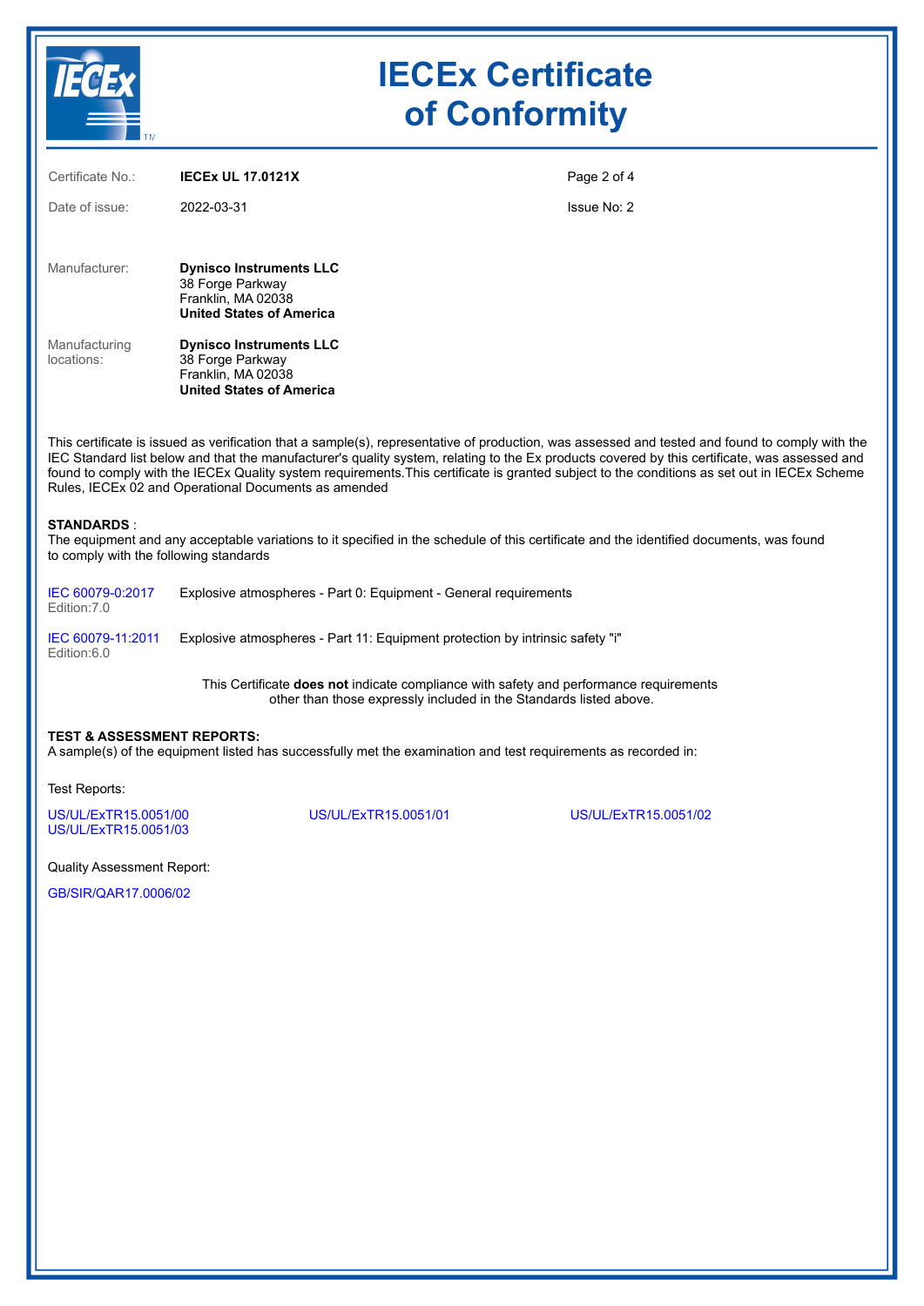# IECEx Certificate of Conformity

Certificate No.: **IECEx UL 17.0121X**

Date of issue: 2022-03-31

Issue No: 2

Manufacturer: **Dynisco Instruments LLC**
38 Forge Parkway
Franklin, MA 02038
**United States of America**

Manufacturing locations: **Dynisco Instruments LLC**
38 Forge Parkway
Franklin, MA 02038
**United States of America**

This certificate is issued as verification that a sample(s), representative of production, was assessed and tested and found to comply with the IEC Standard list below and that the manufacturer's quality system, relating to the Ex products covered by this certificate, was assessed and found to comply with the IECEx Quality system requirements.This certificate is granted subject to the conditions as set out in IECEx Scheme Rules, IECEx 02 and Operational Documents as amended

**STANDARDS** :
The equipment and any acceptable variations to it specified in the schedule of this certificate and the identified documents, was found to comply with the following standards

| | |
|---|---|
| IEC 60079-0:2017 Edition:7.0 | Explosive atmospheres - Part 0: Equipment - General requirements |
| IEC 60079-11:2011 Edition:6.0 | Explosive atmospheres - Part 11: Equipment protection by intrinsic safety "i" |

This Certificate **does not** indicate compliance with safety and performance requirements other than those expressly included in the Standards listed above.

**TEST & ASSESSMENT REPORTS:**
A sample(s) of the equipment listed has successfully met the examination and test requirements as recorded in:

Test Reports:

US/UL/ExTR15.0051/00
US/UL/ExTR15.0051/01
US/UL/ExTR15.0051/02
US/UL/ExTR15.0051/03

Quality Assessment Report:

GB/SIR/QAR17.0006/02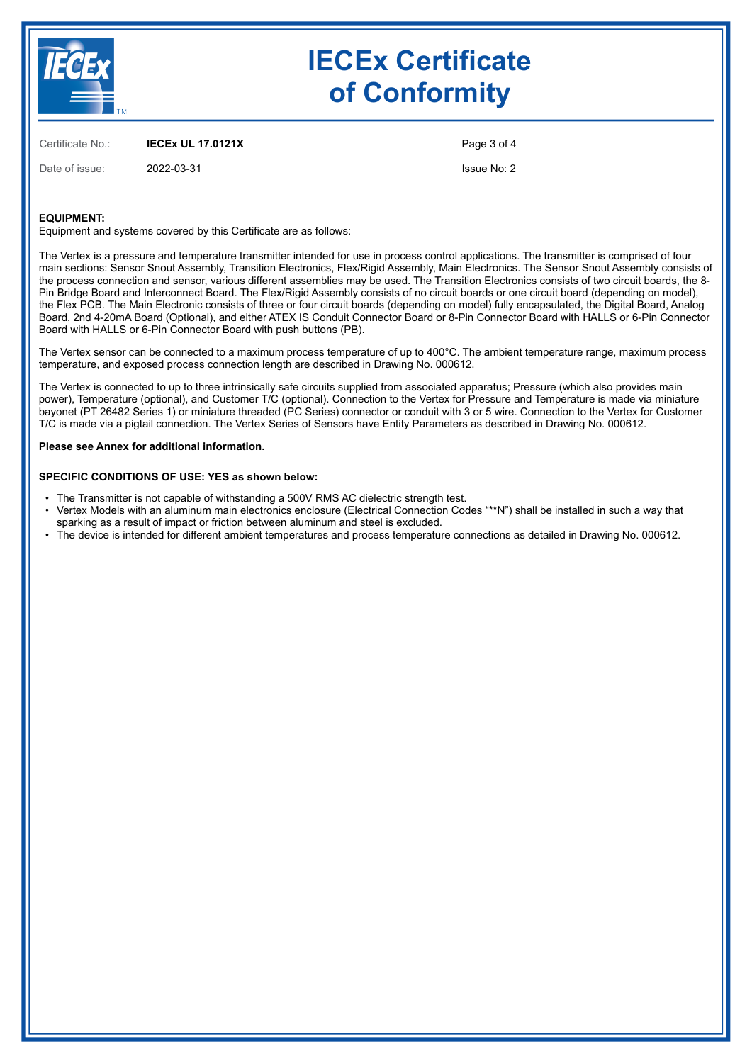# IECEx Certificate of Conformity

| Certificate No.: | **IECEx UL 17.0121X** | Page 3 of 4 |
|---|---|---|
| Date of issue: | 2022-03-31 | Issue No: 2 |

**EQUIPMENT:**
Equipment and systems covered by this Certificate are as follows:

The Vertex is a pressure and temperature transmitter intended for use in process control applications. The transmitter is comprised of four main sections: Sensor Snout Assembly, Transition Electronics, Flex/Rigid Assembly, Main Electronics. The Sensor Snout Assembly consists of the process connection and sensor, various different assemblies may be used. The Transition Electronics consists of two circuit boards, the 8-Pin Bridge Board and Interconnect Board. The Flex/Rigid Assembly consists of no circuit boards or one circuit board (depending on model), the Flex PCB. The Main Electronic consists of three or four circuit boards (depending on model) fully encapsulated, the Digital Board, Analog Board, 2nd 4-20mA Board (Optional), and either ATEX IS Conduit Connector Board or 8-Pin Connector Board with HALLS or 6-Pin Connector Board with HALLS or 6-Pin Connector Board with push buttons (PB).

The Vertex sensor can be connected to a maximum process temperature of up to 400°C. The ambient temperature range, maximum process temperature, and exposed process connection length are described in Drawing No. 000612.

The Vertex is connected to up to three intrinsically safe circuits supplied from associated apparatus; Pressure (which also provides main power), Temperature (optional), and Customer T/C (optional). Connection to the Vertex for Pressure and Temperature is made via miniature bayonet (PT 26482 Series 1) or miniature threaded (PC Series) connector or conduit with 3 or 5 wire. Connection to the Vertex for Customer T/C is made via a pigtail connection. The Vertex Series of Sensors have Entity Parameters as described in Drawing No. 000612.

**Please see Annex for additional information.**

**SPECIFIC CONDITIONS OF USE: YES as shown below:**

- The Transmitter is not capable of withstanding a 500V RMS AC dielectric strength test.
- Vertex Models with an aluminum main electronics enclosure (Electrical Connection Codes "**N") shall be installed in such a way that sparking as a result of impact or friction between aluminum and steel is excluded.
- The device is intended for different ambient temperatures and process temperature connections as detailed in Drawing No. 000612.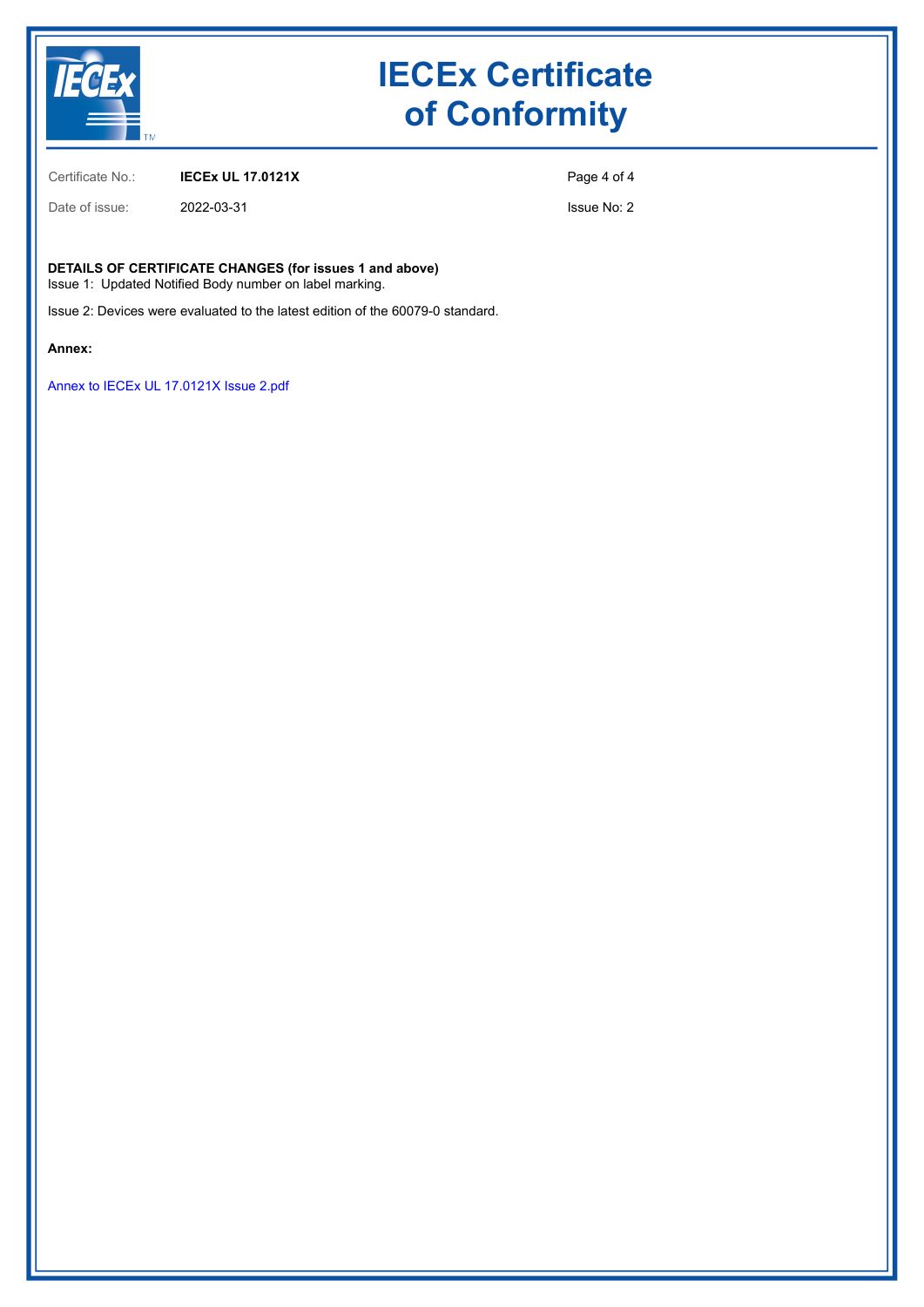# IECEx Certificate of Conformity

Certificate No.: **IECEx UL 17.0121X**

Date of issue: 2022-03-31

Issue No: 2

**DETAILS OF CERTIFICATE CHANGES (for issues 1 and above)**

Issue 1: Updated Notified Body number on label marking.

Issue 2: Devices were evaluated to the latest edition of the 60079-0 standard.

**Annex:**

Annex to IECEx UL 17.0121X Issue 2.pdf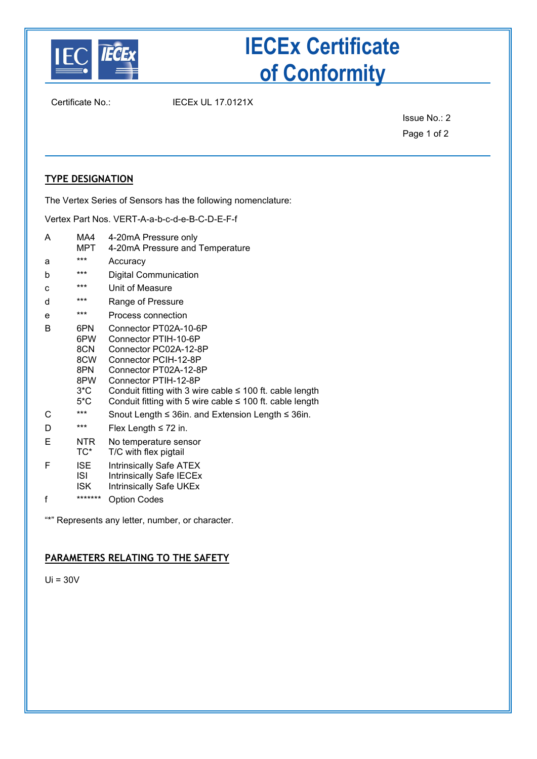# IECEx Certificate of Conformity

Certificate No.: IECEx UL 17.0121X

Issue No.: 2

## TYPE DESIGNATION

The Vertex Series of Sensors has the following nomenclature:

Vertex Part Nos. VERT-A-a-b-c-d-e-B-C-D-E-F-f

| | | |
|---|---|---|
| A | MA4 | 4-20mA Pressure only |
| | MPT | 4-20mA Pressure and Temperature |
| a | *** | Accuracy |
| b | *** | Digital Communication |
| c | *** | Unit of Measure |
| d | *** | Range of Pressure |
| e | *** | Process connection |
| B | 6PN | Connector PT02A-10-6P |
| | 6PW | Connector PTIH-10-6P |
| | 8CN | Connector PC02A-12-8P |
| | 8CW | Connector PCIH-12-8P |
| | 8PN | Connector PT02A-12-8P |
| | 8PW | Connector PTIH-12-8P |
| | 3*C | Conduit fitting with 3 wire cable ≤ 100 ft. cable length |
| | 5*C | Conduit fitting with 5 wire cable ≤ 100 ft. cable length |
| C | *** | Snout Length ≤ 36in. and Extension Length ≤ 36in. |
| D | *** | Flex Length ≤ 72 in. |
| E | NTR | No temperature sensor |
| | TC* | T/C with flex pigtail |
| F | ISE | Intrinsically Safe ATEX |
| | ISI | Intrinsically Safe IECEx |
| | ISK | Intrinsically Safe UKEx |
| f | ******* | Option Codes |

"*" Represents any letter, number, or character.

## PARAMETERS RELATING TO THE SAFETY

$U_i = 30V$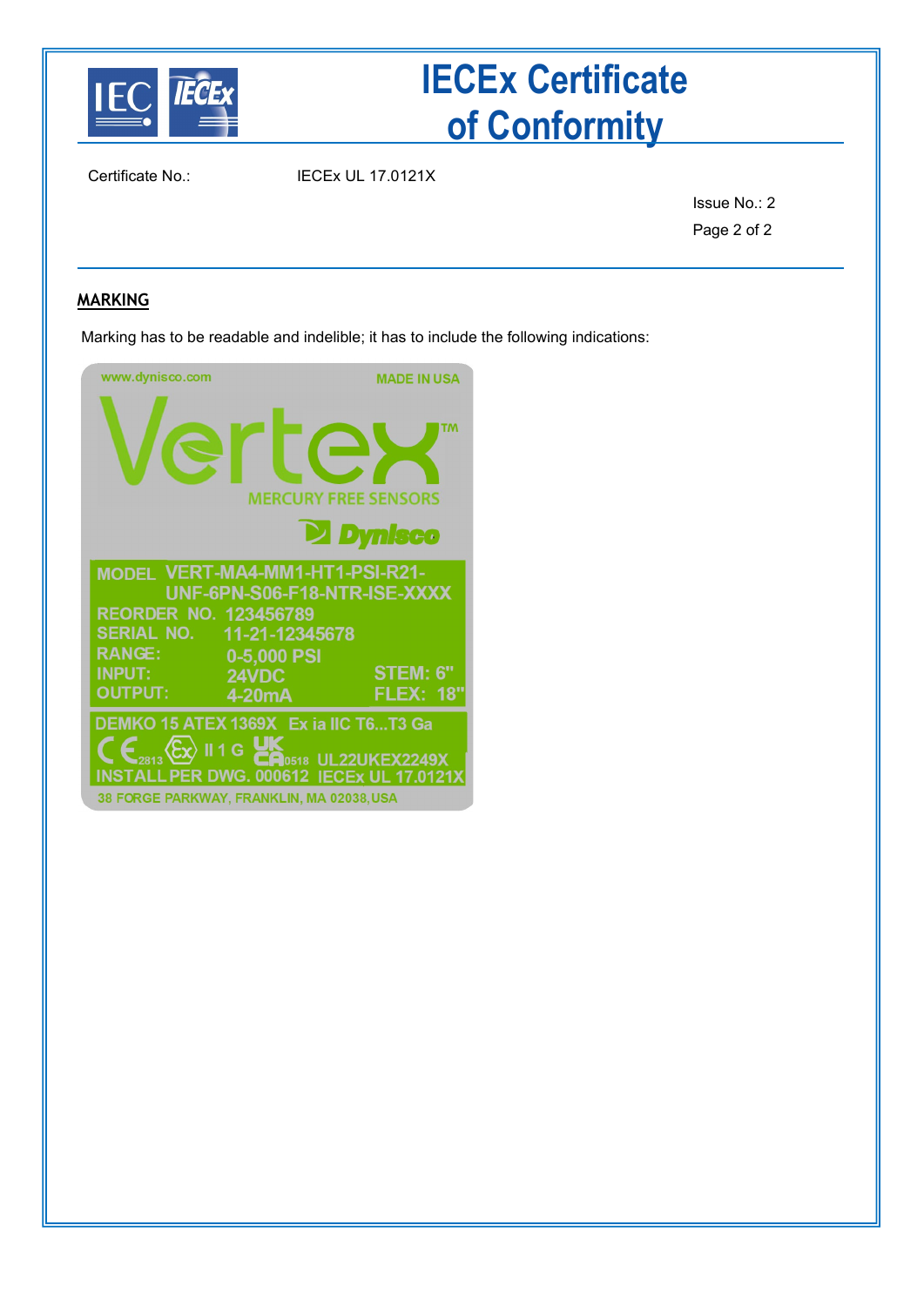Certificate No.: IECEx UL 17.0121X

Issue No.: 2

## MARKING

Marking has to be readable and indelible; it has to include the following indications:

www.dynisco.com MADE IN USA

Vertex™

MERCURY FREE SENSORS

Dynisco

MODEL VERT-MA4-MM1-HT1-PSI-R21-UNF-6PN-S06-F18-NTR-ISE-XXXX

REORDER NO. 123456789

SERIAL NO. 11-21-12345678

RANGE: 0-5,000 PSI

INPUT: 24VDC STEM: 6"

OUTPUT: 4-20mA FLEX: 18"

DEMKO 15 ATEX 1369X Ex ia IIC T6...T3 Ga

CE 2813 Ex II 1 G UKCA 0518 UL22UKEX2249X

INSTALL PER DWG. 000612 IECEx UL 17.0121X

38 FORGE PARKWAY, FRANKLIN, MA 02038, USA